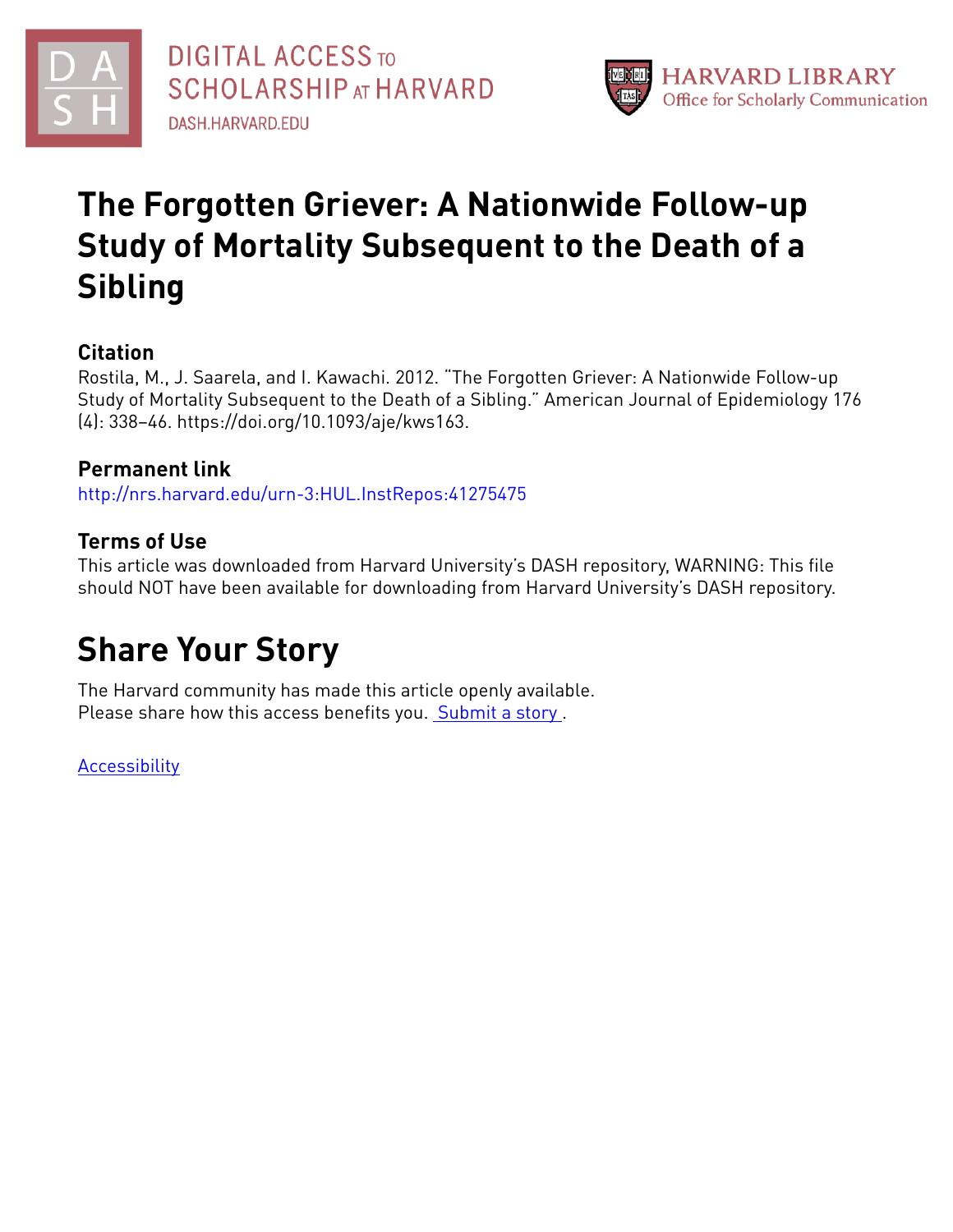DIGITAL ACCESS TO SCHOLARSHIP AT HARVARD
DASH.HARVARD.EDU

HARVARD LIBRARY
Office for Scholarly Communication

# The Forgotten Griever: A Nationwide Follow-up Study of Mortality Subsequent to the Death of a Sibling

## Citation

Rostila, M., J. Saarela, and I. Kawachi. 2012. "The Forgotten Griever: A Nationwide Follow-up Study of Mortality Subsequent to the Death of a Sibling." American Journal of Epidemiology 176 (4): 338–46. https://doi.org/10.1093/aje/kws163.

## Permanent link

http://nrs.harvard.edu/urn-3:HUL.InstRepos:41275475

## Terms of Use

This article was downloaded from Harvard University's DASH repository, WARNING: This file should NOT have been available for downloading from Harvard University's DASH repository.

# Share Your Story

The Harvard community has made this article openly available.
Please share how this access benefits you. Submit a story .

Accessibility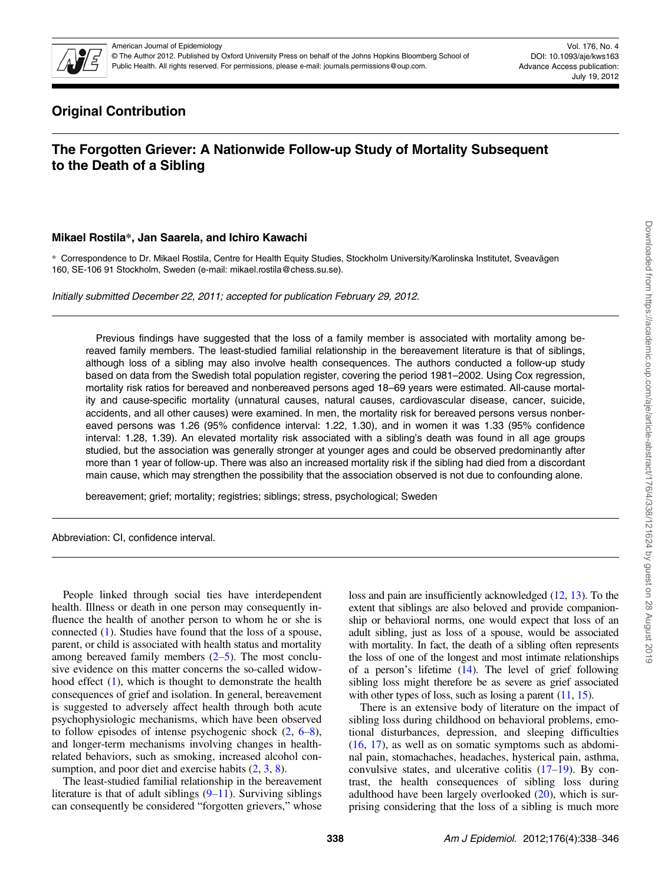## Original Contribution

# The Forgotten Griever: A Nationwide Follow-up Study of Mortality Subsequent to the Death of a Sibling

**Mikael Rostila***, **Jan Saarela**, **and Ichiro Kawachi**

\* Correspondence to Dr. Mikael Rostila, Centre for Health Equity Studies, Stockholm University/Karolinska Institutet, Sveavägen 160, SE-106 91 Stockholm, Sweden (e-mail: mikael.rostila@chess.su.se).

*Initially submitted December 22, 2011; accepted for publication February 29, 2012.*

Previous findings have suggested that the loss of a family member is associated with mortality among bereaved family members. The least-studied familial relationship in the bereavement literature is that of siblings, although loss of a sibling may also involve health consequences. The authors conducted a follow-up study based on data from the Swedish total population register, covering the period 1981–2002. Using Cox regression, mortality risk ratios for bereaved and nonbereaved persons aged 18–69 years were estimated. All-cause mortality and cause-specific mortality (unnatural causes, natural causes, cardiovascular disease, cancer, suicide, accidents, and all other causes) were examined. In men, the mortality risk for bereaved persons versus nonbereaved persons was 1.26 (95% confidence interval: 1.22, 1.30), and in women it was 1.33 (95% confidence interval: 1.28, 1.39). An elevated mortality risk associated with a sibling's death was found in all age groups studied, but the association was generally stronger at younger ages and could be observed predominantly after more than 1 year of follow-up. There was also an increased mortality risk if the sibling had died from a discordant main cause, which may strengthen the possibility that the association observed is not due to confounding alone.

bereavement; grief; mortality; registries; siblings; stress, psychological; Sweden

Abbreviation: CI, confidence interval.

People linked through social ties have interdependent health. Illness or death in one person may consequently influence the health of another person to whom he or she is connected (1). Studies have found that the loss of a spouse, parent, or child is associated with health status and mortality among bereaved family members (2–5). The most conclusive evidence on this matter concerns the so-called widowhood effect (1), which is thought to demonstrate the health consequences of grief and isolation. In general, bereavement is suggested to adversely affect health through both acute psychophysiologic mechanisms, which have been observed to follow episodes of intense psychogenic shock (2, 6–8), and longer-term mechanisms involving changes in health-related behaviors, such as smoking, increased alcohol consumption, and poor diet and exercise habits (2, 3, 8).

The least-studied familial relationship in the bereavement literature is that of adult siblings (9–11). Surviving siblings can consequently be considered "forgotten grievers," whose loss and pain are insufficiently acknowledged (12, 13). To the extent that siblings are also beloved and provide companionship or behavioral norms, one would expect that loss of an adult sibling, just as loss of a spouse, would be associated with mortality. In fact, the death of a sibling often represents the loss of one of the longest and most intimate relationships of a person's lifetime (14). The level of grief following sibling loss might therefore be as severe as grief associated with other types of loss, such as losing a parent (11, 15).

There is an extensive body of literature on the impact of sibling loss during childhood on behavioral problems, emotional disturbances, depression, and sleeping difficulties (16, 17), as well as on somatic symptoms such as abdominal pain, stomachaches, headaches, hysterical pain, asthma, convulsive states, and ulcerative colitis (17–19). By contrast, the health consequences of sibling loss during adulthood have been largely overlooked (20), which is surprising considering that the loss of a sibling is much more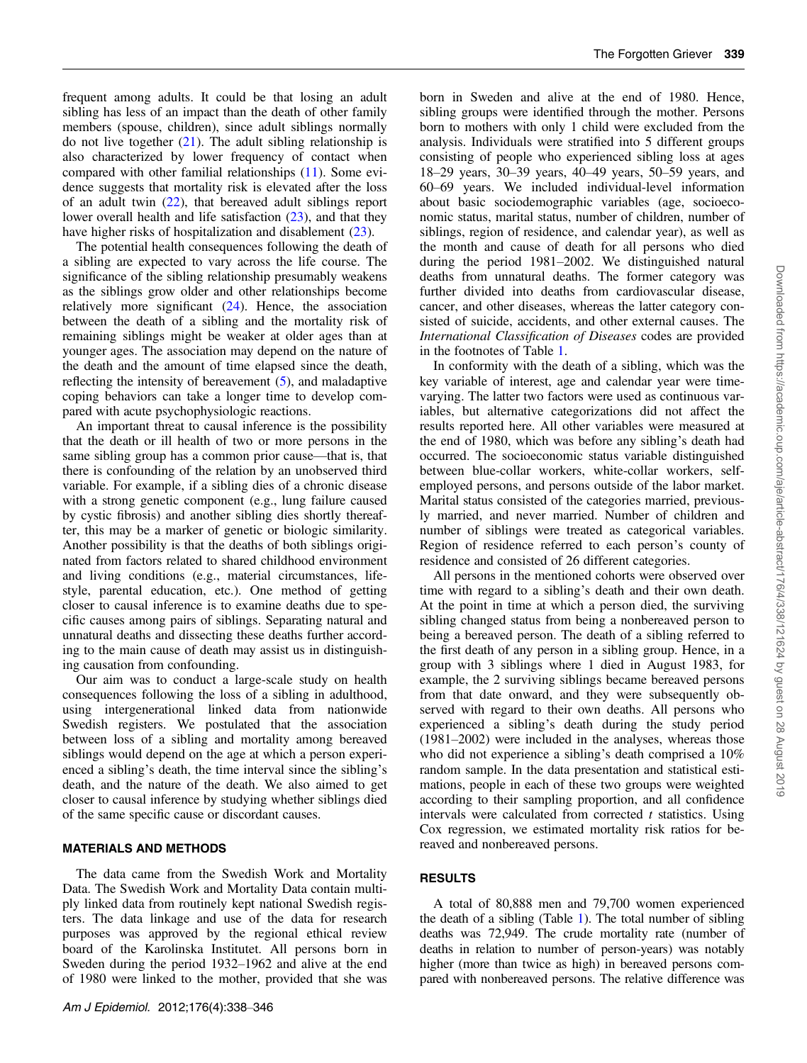frequent among adults. It could be that losing an adult sibling has less of an impact than the death of other family members (spouse, children), since adult siblings normally do not live together (21). The adult sibling relationship is also characterized by lower frequency of contact when compared with other familial relationships (11). Some evidence suggests that mortality risk is elevated after the loss of an adult twin (22), that bereaved adult siblings report lower overall health and life satisfaction (23), and that they have higher risks of hospitalization and disablement (23).

The potential health consequences following the death of a sibling are expected to vary across the life course. The significance of the sibling relationship presumably weakens as the siblings grow older and other relationships become relatively more significant (24). Hence, the association between the death of a sibling and the mortality risk of remaining siblings might be weaker at older ages than at younger ages. The association may depend on the nature of the death and the amount of time elapsed since the death, reflecting the intensity of bereavement (5), and maladaptive coping behaviors can take a longer time to develop compared with acute psychophysiologic reactions.

An important threat to causal inference is the possibility that the death or ill health of two or more persons in the same sibling group has a common prior cause—that is, that there is confounding of the relation by an unobserved third variable. For example, if a sibling dies of a chronic disease with a strong genetic component (e.g., lung failure caused by cystic fibrosis) and another sibling dies shortly thereafter, this may be a marker of genetic or biologic similarity. Another possibility is that the deaths of both siblings originated from factors related to shared childhood environment and living conditions (e.g., material circumstances, lifestyle, parental education, etc.). One method of getting closer to causal inference is to examine deaths due to specific causes among pairs of siblings. Separating natural and unnatural deaths and dissecting these deaths further according to the main cause of death may assist us in distinguishing causation from confounding.

Our aim was to conduct a large-scale study on health consequences following the loss of a sibling in adulthood, using intergenerational linked data from nationwide Swedish registers. We postulated that the association between loss of a sibling and mortality among bereaved siblings would depend on the age at which a person experienced a sibling's death, the time interval since the sibling's death, and the nature of the death. We also aimed to get closer to causal inference by studying whether siblings died of the same specific cause or discordant causes.

## MATERIALS AND METHODS

The data came from the Swedish Work and Mortality Data. The Swedish Work and Mortality Data contain multiply linked data from routinely kept national Swedish registers. The data linkage and use of the data for research purposes was approved by the regional ethical review board of the Karolinska Institutet. All persons born in Sweden during the period 1932–1962 and alive at the end of 1980 were linked to the mother, provided that she was born in Sweden and alive at the end of 1980. Hence, sibling groups were identified through the mother. Persons born to mothers with only 1 child were excluded from the analysis. Individuals were stratified into 5 different groups consisting of people who experienced sibling loss at ages 18–29 years, 30–39 years, 40–49 years, 50–59 years, and 60–69 years. We included individual-level information about basic sociodemographic variables (age, socioeconomic status, marital status, number of children, number of siblings, region of residence, and calendar year), as well as the month and cause of death for all persons who died during the period 1981–2002. We distinguished natural deaths from unnatural deaths. The former category was further divided into deaths from cardiovascular disease, cancer, and other diseases, whereas the latter category consisted of suicide, accidents, and other external causes. The *International Classification of Diseases* codes are provided in the footnotes of Table 1.

In conformity with the death of a sibling, which was the key variable of interest, age and calendar year were time-varying. The latter two factors were used as continuous variables, but alternative categorizations did not affect the results reported here. All other variables were measured at the end of 1980, which was before any sibling's death had occurred. The socioeconomic status variable distinguished between blue-collar workers, white-collar workers, self-employed persons, and persons outside of the labor market. Marital status consisted of the categories married, previously married, and never married. Number of children and number of siblings were treated as categorical variables. Region of residence referred to each person's county of residence and consisted of 26 different categories.

All persons in the mentioned cohorts were observed over time with regard to a sibling's death and their own death. At the point in time at which a person died, the surviving sibling changed status from being a nonbereaved person to being a bereaved person. The death of a sibling referred to the first death of any person in a sibling group. Hence, in a group with 3 siblings where 1 died in August 1983, for example, the 2 surviving siblings became bereaved persons from that date onward, and they were subsequently observed with regard to their own deaths. All persons who experienced a sibling's death during the study period (1981–2002) were included in the analyses, whereas those who did not experience a sibling's death comprised a 10% random sample. In the data presentation and statistical estimations, people in each of these two groups were weighted according to their sampling proportion, and all confidence intervals were calculated from corrected *t* statistics. Using Cox regression, we estimated mortality risk ratios for bereaved and nonbereaved persons.

## RESULTS

A total of 80,888 men and 79,700 women experienced the death of a sibling (Table 1). The total number of sibling deaths was 72,949. The crude mortality rate (number of deaths in relation to number of person-years) was notably higher (more than twice as high) in bereaved persons compared with nonbereaved persons. The relative difference was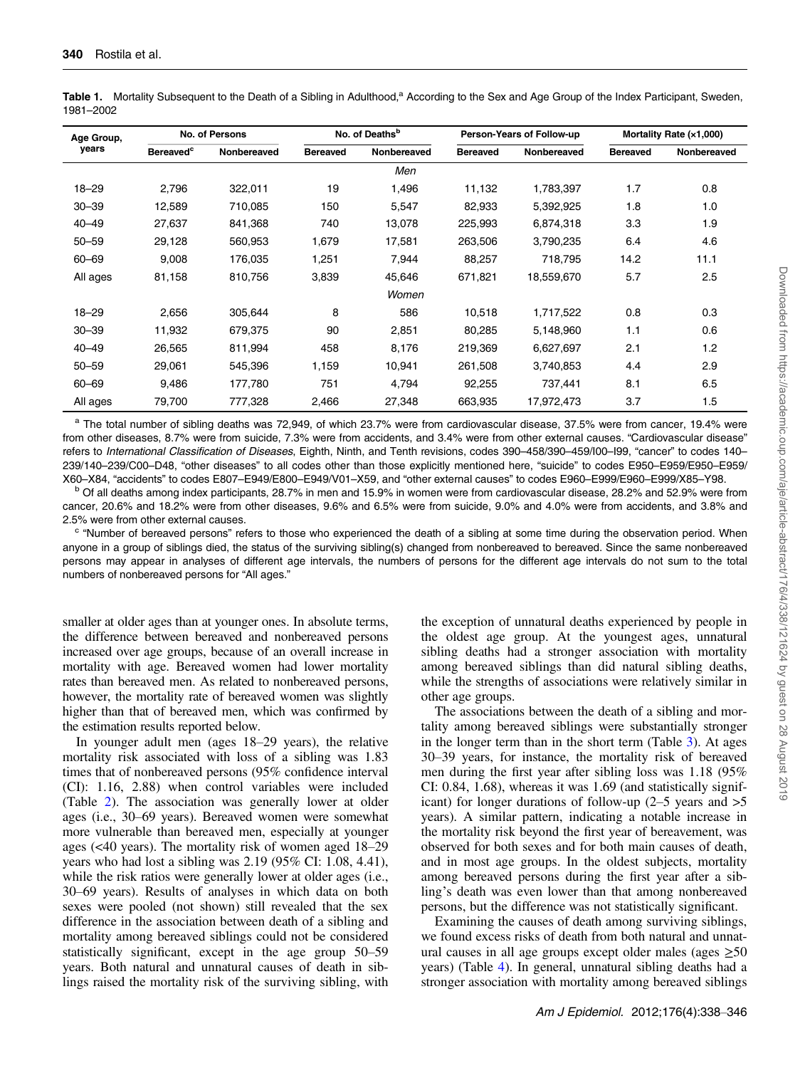**Table 1.** Mortality Subsequent to the Death of a Sibling in Adulthood,[a] According to the Sex and Age Group of the Index Participant, Sweden, 1981–2002

| Age Group, years | No. of Persons | | No. of Deaths[b] | | Person-Years of Follow-up | | Mortality Rate (×1,000) | |
|---|---|---|---|---|---|---|---|---|
| | Bereaved[c] | Nonbereaved | Bereaved | Nonbereaved | Bereaved | Nonbereaved | Bereaved | Nonbereaved |
| | | | | *Men* | | | | |
| 18–29 | 2,796 | 322,011 | 19 | 1,496 | 11,132 | 1,783,397 | 1.7 | 0.8 |
| 30–39 | 12,589 | 710,085 | 150 | 5,547 | 82,933 | 5,392,925 | 1.8 | 1.0 |
| 40–49 | 27,637 | 841,368 | 740 | 13,078 | 225,993 | 6,874,318 | 3.3 | 1.9 |
| 50–59 | 29,128 | 560,953 | 1,679 | 17,581 | 263,506 | 3,790,235 | 6.4 | 4.6 |
| 60–69 | 9,008 | 176,035 | 1,251 | 7,944 | 88,257 | 718,795 | 14.2 | 11.1 |
| All ages | 81,158 | 810,756 | 3,839 | 45,646 | 671,821 | 18,559,670 | 5.7 | 2.5 |
| | | | | *Women* | | | | |
| 18–29 | 2,656 | 305,644 | 8 | 586 | 10,518 | 1,717,522 | 0.8 | 0.3 |
| 30–39 | 11,932 | 679,375 | 90 | 2,851 | 80,285 | 5,148,960 | 1.1 | 0.6 |
| 40–49 | 26,565 | 811,994 | 458 | 8,176 | 219,369 | 6,627,697 | 2.1 | 1.2 |
| 50–59 | 29,061 | 545,396 | 1,159 | 10,941 | 261,508 | 3,740,853 | 4.4 | 2.9 |
| 60–69 | 9,486 | 177,780 | 751 | 4,794 | 92,255 | 737,441 | 8.1 | 6.5 |
| All ages | 79,700 | 777,328 | 2,466 | 27,348 | 663,935 | 17,972,473 | 3.7 | 1.5 |

[a] The total number of sibling deaths was 72,949, of which 23.7% were from cardiovascular disease, 37.5% were from cancer, 19.4% were from other diseases, 8.7% were from suicide, 7.3% were from accidents, and 3.4% were from other external causes. "Cardiovascular disease" refers to *International Classification of Diseases*, Eighth, Ninth, and Tenth revisions, codes 390–458/390–459/I00–I99, "cancer" to codes 140–239/140–239/C00–D48, "other diseases" to all codes other than those explicitly mentioned here, "suicide" to codes E950–E959/E950–E959/X60–X84, "accidents" to codes E807–E949/E800–E949/V01–X59, and "other external causes" to codes E960–E999/E960–E999/X85–Y98.

[b] Of all deaths among index participants, 28.7% in men and 15.9% in women were from cardiovascular disease, 28.2% and 52.9% were from cancer, 20.6% and 18.2% were from other diseases, 9.6% and 6.5% were from suicide, 9.0% and 4.0% were from accidents, and 3.8% and 2.5% were from other external causes.

[c] "Number of bereaved persons" refers to those who experienced the death of a sibling at some time during the observation period. When anyone in a group of siblings died, the status of the surviving sibling(s) changed from nonbereaved to bereaved. Since the same nonbereaved persons may appear in analyses of different age intervals, the numbers of persons for the different age intervals do not sum to the total numbers of nonbereaved persons for "All ages."

smaller at older ages than at younger ones. In absolute terms, the difference between bereaved and nonbereaved persons increased over age groups, because of an overall increase in mortality with age. Bereaved women had lower mortality rates than bereaved men. As related to nonbereaved persons, however, the mortality rate of bereaved women was slightly higher than that of bereaved men, which was confirmed by the estimation results reported below.

In younger adult men (ages 18–29 years), the relative mortality risk associated with loss of a sibling was 1.83 times that of nonbereaved persons (95% confidence interval (CI): 1.16, 2.88) when control variables were included (Table 2). The association was generally lower at older ages (i.e., 30–69 years). Bereaved women were somewhat more vulnerable than bereaved men, especially at younger ages (<40 years). The mortality risk of women aged 18–29 years who had lost a sibling was 2.19 (95% CI: 1.08, 4.41), while the risk ratios were generally lower at older ages (i.e., 30–69 years). Results of analyses in which data on both sexes were pooled (not shown) still revealed that the sex difference in the association between death of a sibling and mortality among bereaved siblings could not be considered statistically significant, except in the age group 50–59 years. Both natural and unnatural causes of death in siblings raised the mortality risk of the surviving sibling, with the exception of unnatural deaths experienced by people in the oldest age group. At the youngest ages, unnatural sibling deaths had a stronger association with mortality among bereaved siblings than did natural sibling deaths, while the strengths of associations were relatively similar in other age groups.

The associations between the death of a sibling and mortality among bereaved siblings were substantially stronger in the longer term than in the short term (Table 3). At ages 30–39 years, for instance, the mortality risk of bereaved men during the first year after sibling loss was 1.18 (95% CI: 0.84, 1.68), whereas it was 1.69 (and statistically significant) for longer durations of follow-up (2–5 years and >5 years). A similar pattern, indicating a notable increase in the mortality risk beyond the first year of bereavement, was observed for both sexes and for both main causes of death, and in most age groups. In the oldest subjects, mortality among bereaved persons during the first year after a sibling's death was even lower than that among nonbereaved persons, but the difference was not statistically significant.

Examining the causes of death among surviving siblings, we found excess risks of death from both natural and unnatural causes in all age groups except older males (ages ≥50 years) (Table 4). In general, unnatural sibling deaths had a stronger association with mortality among bereaved siblings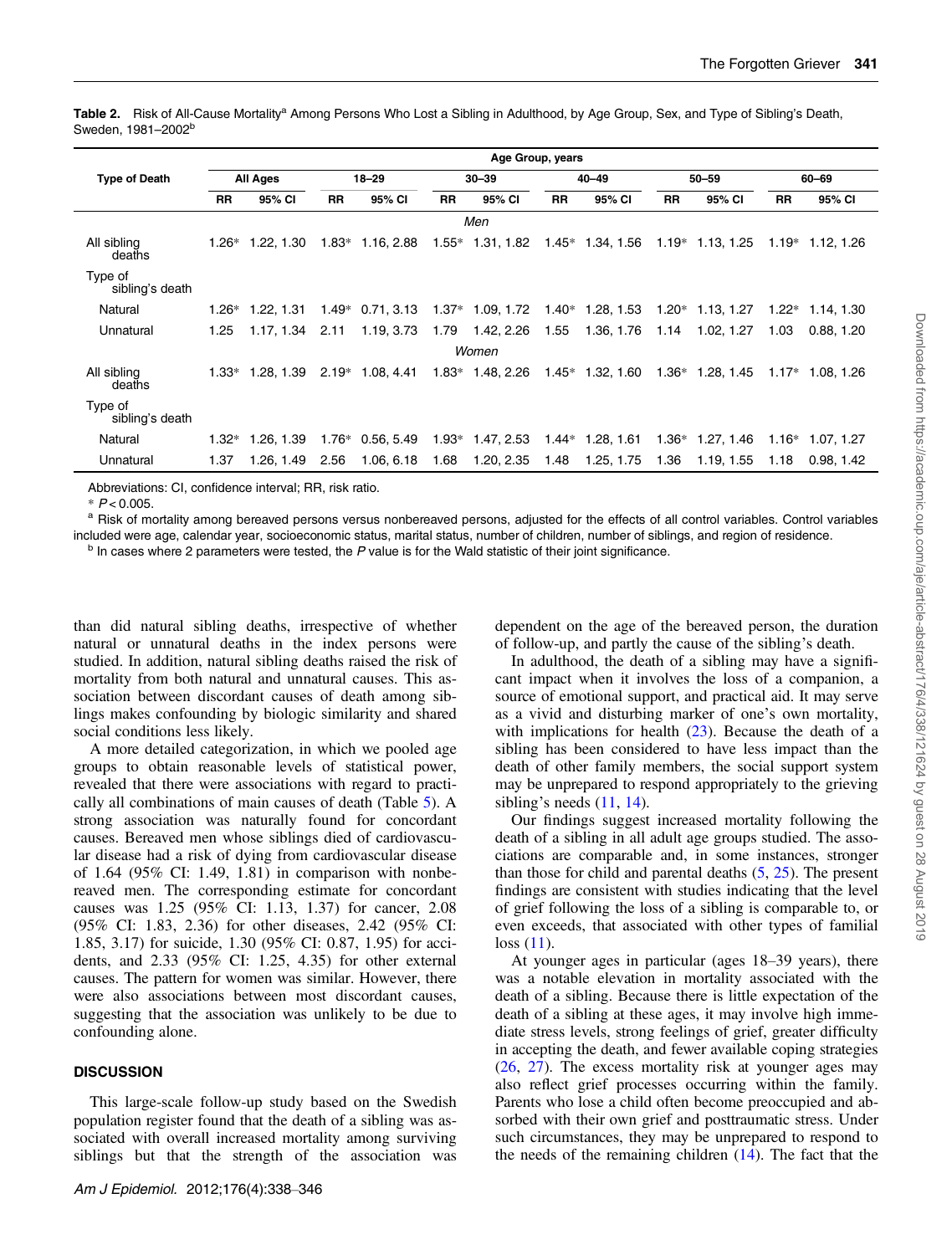**Table 2.** Risk of All-Cause Mortality[a] Among Persons Who Lost a Sibling in Adulthood, by Age Group, Sex, and Type of Sibling's Death, Sweden, 1981–2002[b]

| Type of Death | All Ages | | 18–29 | | 30–39 | | 40–49 | | 50–59 | | 60–69 | |
|---|---|---|---|---|---|---|---|---|---|---|---|---|
| | RR | 95% CI | RR | 95% CI | RR | 95% CI | RR | 95% CI | RR | 95% CI | RR | 95% CI |
| *Men* | | | | | | | | | | | | |
| All sibling deaths | 1.26* | 1.22, 1.30 | 1.83* | 1.16, 2.88 | 1.55* | 1.31, 1.82 | 1.45* | 1.34, 1.56 | 1.19* | 1.13, 1.25 | 1.19* | 1.12, 1.26 |
| Type of sibling's death | | | | | | | | | | | | |
| Natural | 1.26* | 1.22, 1.31 | 1.49* | 0.71, 3.13 | 1.37* | 1.09, 1.72 | 1.40* | 1.28, 1.53 | 1.20* | 1.13, 1.27 | 1.22* | 1.14, 1.30 |
| Unnatural | 1.25 | 1.17, 1.34 | 2.11 | 1.19, 3.73 | 1.79 | 1.42, 2.26 | 1.55 | 1.36, 1.76 | 1.14 | 1.02, 1.27 | 1.03 | 0.88, 1.20 |
| *Women* | | | | | | | | | | | | |
| All sibling deaths | 1.33* | 1.28, 1.39 | 2.19* | 1.08, 4.41 | 1.83* | 1.48, 2.26 | 1.45* | 1.32, 1.60 | 1.36* | 1.28, 1.45 | 1.17* | 1.08, 1.26 |
| Type of sibling's death | | | | | | | | | | | | |
| Natural | 1.32* | 1.26, 1.39 | 1.76* | 0.56, 5.49 | 1.93* | 1.47, 2.53 | 1.44* | 1.28, 1.61 | 1.36* | 1.27, 1.46 | 1.16* | 1.07, 1.27 |
| Unnatural | 1.37 | 1.26, 1.49 | 2.56 | 1.06, 6.18 | 1.68 | 1.20, 2.35 | 1.48 | 1.25, 1.75 | 1.36 | 1.19, 1.55 | 1.18 | 0.98, 1.42 |

Abbreviations: CI, confidence interval; RR, risk ratio.

\* $P < 0.005$.

[a] Risk of mortality among bereaved persons versus nonbereaved persons, adjusted for the effects of all control variables. Control variables included were age, calendar year, socioeconomic status, marital status, number of children, number of siblings, and region of residence.

[b] In cases where 2 parameters were tested, the $P$ value is for the Wald statistic of their joint significance.

than did natural sibling deaths, irrespective of whether natural or unnatural deaths in the index persons were studied. In addition, natural sibling deaths raised the risk of mortality from both natural and unnatural causes. This association between discordant causes of death among siblings makes confounding by biologic similarity and shared social conditions less likely.

A more detailed categorization, in which we pooled age groups to obtain reasonable levels of statistical power, revealed that there were associations with regard to practically all combinations of main causes of death (Table 5). A strong association was naturally found for concordant causes. Bereaved men whose siblings died of cardiovascular disease had a risk of dying from cardiovascular disease of 1.64 (95% CI: 1.49, 1.81) in comparison with nonbereaved men. The corresponding estimate for concordant causes was 1.25 (95% CI: 1.13, 1.37) for cancer, 2.08 (95% CI: 1.83, 2.36) for other diseases, 2.42 (95% CI: 1.85, 3.17) for suicide, 1.30 (95% CI: 0.87, 1.95) for accidents, and 2.33 (95% CI: 1.25, 4.35) for other external causes. The pattern for women was similar. However, there were also associations between most discordant causes, suggesting that the association was unlikely to be due to confounding alone.

## DISCUSSION

This large-scale follow-up study based on the Swedish population register found that the death of a sibling was associated with overall increased mortality among surviving siblings but that the strength of the association was dependent on the age of the bereaved person, the duration of follow-up, and partly the cause of the sibling's death.

In adulthood, the death of a sibling may have a significant impact when it involves the loss of a companion, a source of emotional support, and practical aid. It may serve as a vivid and disturbing marker of one's own mortality, with implications for health (23). Because the death of a sibling has been considered to have less impact than the death of other family members, the social support system may be unprepared to respond appropriately to the grieving sibling's needs (11, 14).

Our findings suggest increased mortality following the death of a sibling in all adult age groups studied. The associations are comparable and, in some instances, stronger than those for child and parental deaths (5, 25). The present findings are consistent with studies indicating that the level of grief following the loss of a sibling is comparable to, or even exceeds, that associated with other types of familial loss (11).

At younger ages in particular (ages 18–39 years), there was a notable elevation in mortality associated with the death of a sibling. Because there is little expectation of the death of a sibling at these ages, it may involve high immediate stress levels, strong feelings of grief, greater difficulty in accepting the death, and fewer available coping strategies (26, 27). The excess mortality risk at younger ages may also reflect grief processes occurring within the family. Parents who lose a child often become preoccupied and absorbed with their own grief and posttraumatic stress. Under such circumstances, they may be unprepared to respond to the needs of the remaining children (14). The fact that the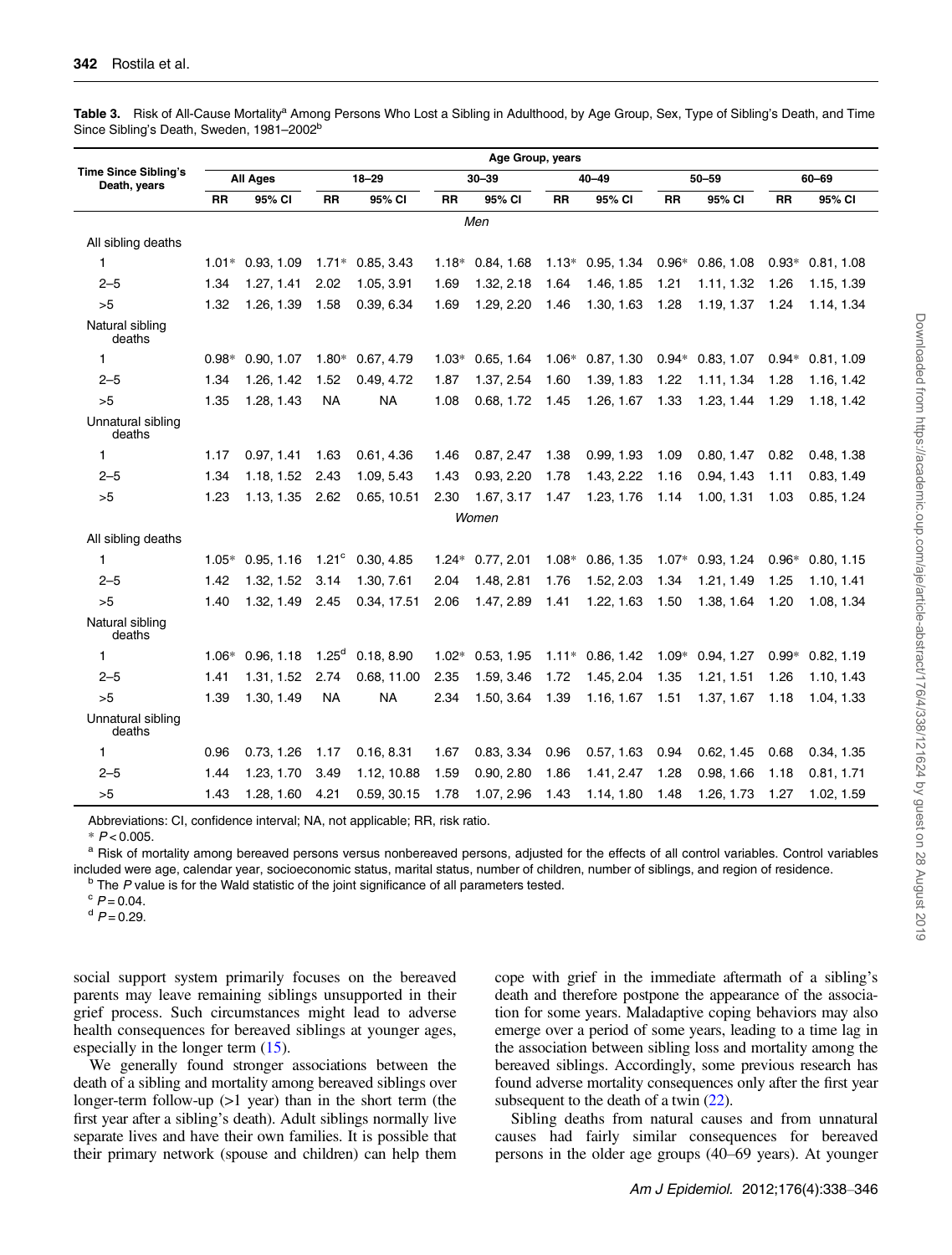**Table 3.** Risk of All-Cause Mortality[a] Among Persons Who Lost a Sibling in Adulthood, by Age Group, Sex, Type of Sibling's Death, and Time Since Sibling's Death, Sweden, 1981–2002[b]

| Time Since Sibling's Death, years | All Ages | | 18–29 | | 30–39 | | 40–49 | | 50–59 | | 60–69 | |
|---|---|---|---|---|---|---|---|---|---|---|---|---|
| | RR | 95% CI | RR | 95% CI | RR | 95% CI | RR | 95% CI | RR | 95% CI | RR | 95% CI |
| *Men* | | | | | | | | | | | | |
| All sibling deaths | | | | | | | | | | | | |
| 1 | 1.01* | 0.93, 1.09 | 1.71* | 0.85, 3.43 | 1.18* | 0.84, 1.68 | 1.13* | 0.95, 1.34 | 0.96* | 0.86, 1.08 | 0.93* | 0.81, 1.08 |
| 2–5 | 1.34 | 1.27, 1.41 | 2.02 | 1.05, 3.91 | 1.69 | 1.32, 2.18 | 1.64 | 1.46, 1.85 | 1.21 | 1.11, 1.32 | 1.26 | 1.15, 1.39 |
| >5 | 1.32 | 1.26, 1.39 | 1.58 | 0.39, 6.34 | 1.69 | 1.29, 2.20 | 1.46 | 1.30, 1.63 | 1.28 | 1.19, 1.37 | 1.24 | 1.14, 1.34 |
| Natural sibling deaths | | | | | | | | | | | | |
| 1 | 0.98* | 0.90, 1.07 | 1.80* | 0.67, 4.79 | 1.03* | 0.65, 1.64 | 1.06* | 0.87, 1.30 | 0.94* | 0.83, 1.07 | 0.94* | 0.81, 1.09 |
| 2–5 | 1.34 | 1.26, 1.42 | 1.52 | 0.49, 4.72 | 1.87 | 1.37, 2.54 | 1.60 | 1.39, 1.83 | 1.22 | 1.11, 1.34 | 1.28 | 1.16, 1.42 |
| >5 | 1.35 | 1.28, 1.43 | NA | NA | 1.08 | 0.68, 1.72 | 1.45 | 1.26, 1.67 | 1.33 | 1.23, 1.44 | 1.29 | 1.18, 1.42 |
| Unnatural sibling deaths | | | | | | | | | | | | |
| 1 | 1.17 | 0.97, 1.41 | 1.63 | 0.61, 4.36 | 1.46 | 0.87, 2.47 | 1.38 | 0.99, 1.93 | 1.09 | 0.80, 1.47 | 0.82 | 0.48, 1.38 |
| 2–5 | 1.34 | 1.18, 1.52 | 2.43 | 1.09, 5.43 | 1.43 | 0.93, 2.20 | 1.78 | 1.43, 2.22 | 1.16 | 0.94, 1.43 | 1.11 | 0.83, 1.49 |
| >5 | 1.23 | 1.13, 1.35 | 2.62 | 0.65, 10.51 | 2.30 | 1.67, 3.17 | 1.47 | 1.23, 1.76 | 1.14 | 1.00, 1.31 | 1.03 | 0.85, 1.24 |
| *Women* | | | | | | | | | | | | |
| All sibling deaths | | | | | | | | | | | | |
| 1 | 1.05* | 0.95, 1.16 | 1.21[c] | 0.30, 4.85 | 1.24* | 0.77, 2.01 | 1.08* | 0.86, 1.35 | 1.07* | 0.93, 1.24 | 0.96* | 0.80, 1.15 |
| 2–5 | 1.42 | 1.32, 1.52 | 3.14 | 1.30, 7.61 | 2.04 | 1.48, 2.81 | 1.76 | 1.52, 2.03 | 1.34 | 1.21, 1.49 | 1.25 | 1.10, 1.41 |
| >5 | 1.40 | 1.32, 1.49 | 2.45 | 0.34, 17.51 | 2.06 | 1.47, 2.89 | 1.41 | 1.22, 1.63 | 1.50 | 1.38, 1.64 | 1.20 | 1.08, 1.34 |
| Natural sibling deaths | | | | | | | | | | | | |
| 1 | 1.06* | 0.96, 1.18 | 1.25[d] | 0.18, 8.90 | 1.02* | 0.53, 1.95 | 1.11* | 0.86, 1.42 | 1.09* | 0.94, 1.27 | 0.99* | 0.82, 1.19 |
| 2–5 | 1.41 | 1.31, 1.52 | 2.74 | 0.68, 11.00 | 2.35 | 1.59, 3.46 | 1.72 | 1.45, 2.04 | 1.35 | 1.21, 1.51 | 1.26 | 1.10, 1.43 |
| >5 | 1.39 | 1.30, 1.49 | NA | NA | 2.34 | 1.50, 3.64 | 1.39 | 1.16, 1.67 | 1.51 | 1.37, 1.67 | 1.18 | 1.04, 1.33 |
| Unnatural sibling deaths | | | | | | | | | | | | |
| 1 | 0.96 | 0.73, 1.26 | 1.17 | 0.16, 8.31 | 1.67 | 0.83, 3.34 | 0.96 | 0.57, 1.63 | 0.94 | 0.62, 1.45 | 0.68 | 0.34, 1.35 |
| 2–5 | 1.44 | 1.23, 1.70 | 3.49 | 1.12, 10.88 | 1.59 | 0.90, 2.80 | 1.86 | 1.41, 2.47 | 1.28 | 0.98, 1.66 | 1.18 | 0.81, 1.71 |
| >5 | 1.43 | 1.28, 1.60 | 4.21 | 0.59, 30.15 | 1.78 | 1.07, 2.96 | 1.43 | 1.14, 1.80 | 1.48 | 1.26, 1.73 | 1.27 | 1.02, 1.59 |

Abbreviations: CI, confidence interval; NA, not applicable; RR, risk ratio.

* $P < 0.005$.

[a] Risk of mortality among bereaved persons versus nonbereaved persons, adjusted for the effects of all control variables. Control variables included were age, calendar year, socioeconomic status, marital status, number of children, number of siblings, and region of residence.

[b] The $P$ value is for the Wald statistic of the joint significance of all parameters tested.

[c] $P = 0.04$.

[d] $P = 0.29$.

social support system primarily focuses on the bereaved parents may leave remaining siblings unsupported in their grief process. Such circumstances might lead to adverse health consequences for bereaved siblings at younger ages, especially in the longer term (15).

We generally found stronger associations between the death of a sibling and mortality among bereaved siblings over longer-term follow-up (>1 year) than in the short term (the first year after a sibling's death). Adult siblings normally live separate lives and have their own families. It is possible that their primary network (spouse and children) can help them cope with grief in the immediate aftermath of a sibling's death and therefore postpone the appearance of the association for some years. Maladaptive coping behaviors may also emerge over a period of some years, leading to a time lag in the association between sibling loss and mortality among the bereaved siblings. Accordingly, some previous research has found adverse mortality consequences only after the first year subsequent to the death of a twin (22).

Sibling deaths from natural causes and from unnatural causes had fairly similar consequences for bereaved persons in the older age groups (40–69 years). At younger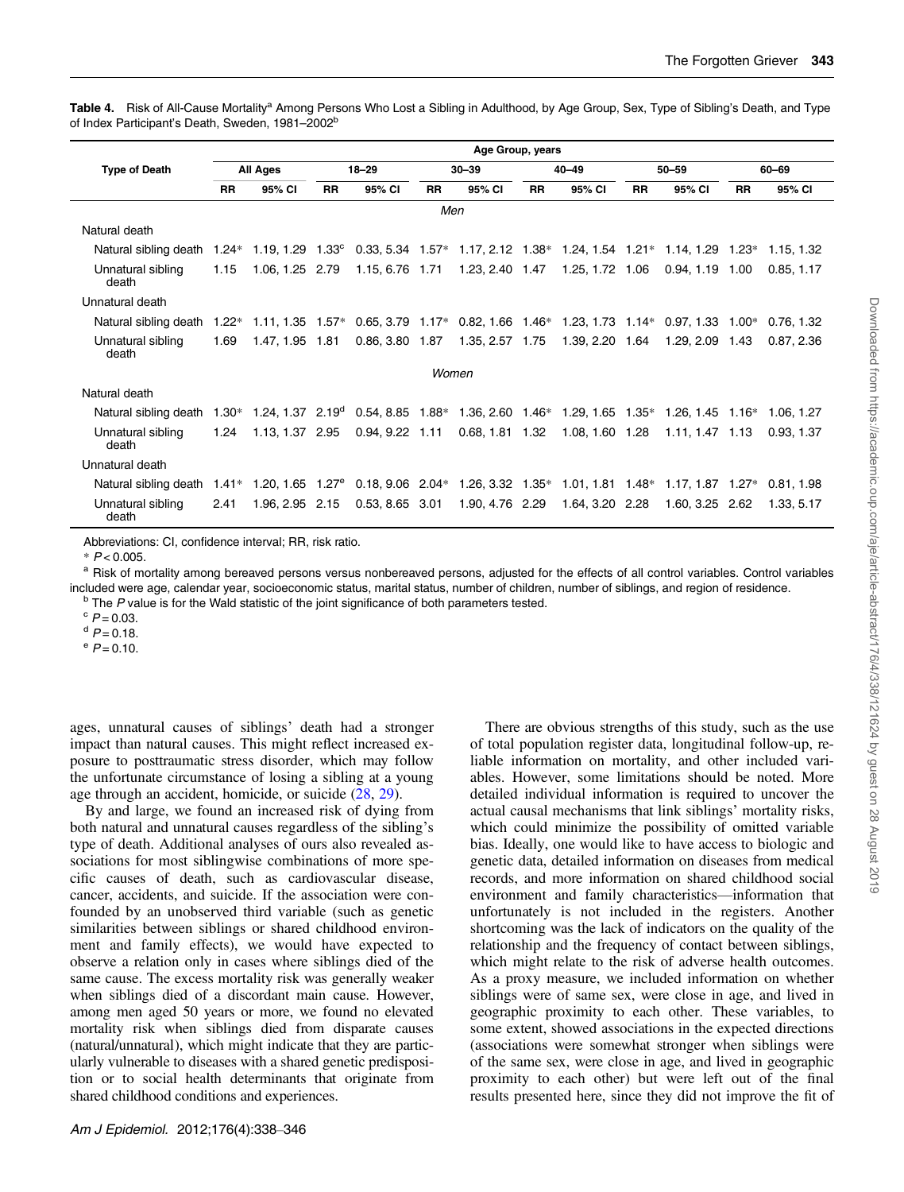**Table 4.** Risk of All-Cause Mortality[a] Among Persons Who Lost a Sibling in Adulthood, by Age Group, Sex, Type of Sibling's Death, and Type of Index Participant's Death, Sweden, 1981–2002[b]

| Type of Death | Age Group, years | | | | | | | | | | | |
|---|---|---|---|---|---|---|---|---|---|---|---|---|
| | All Ages | | 18–29 | | 30–39 | | 40–49 | | 50–59 | | 60–69 | |
| | RR | 95% CI | RR | 95% CI | RR | 95% CI | RR | 95% CI | RR | 95% CI | RR | 95% CI |
| *Men* | | | | | | | | | | | | |
| Natural death | | | | | | | | | | | | |
| Natural sibling death | 1.24* | 1.19, 1.29 | 1.33[c] | 0.33, 5.34 | 1.57* | 1.17, 2.12 | 1.38* | 1.24, 1.54 | 1.21* | 1.14, 1.29 | 1.23* | 1.15, 1.32 |
| Unnatural sibling death | 1.15 | 1.06, 1.25 | 2.79 | 1.15, 6.76 | 1.71 | 1.23, 2.40 | 1.47 | 1.25, 1.72 | 1.06 | 0.94, 1.19 | 1.00 | 0.85, 1.17 |
| Unnatural death | | | | | | | | | | | | |
| Natural sibling death | 1.22* | 1.11, 1.35 | 1.57* | 0.65, 3.79 | 1.17* | 0.82, 1.66 | 1.46* | 1.23, 1.73 | 1.14* | 0.97, 1.33 | 1.00* | 0.76, 1.32 |
| Unnatural sibling death | 1.69 | 1.47, 1.95 | 1.81 | 0.86, 3.80 | 1.87 | 1.35, 2.57 | 1.75 | 1.39, 2.20 | 1.64 | 1.29, 2.09 | 1.43 | 0.87, 2.36 |
| *Women* | | | | | | | | | | | | |
| Natural death | | | | | | | | | | | | |
| Natural sibling death | 1.30* | 1.24, 1.37 | 2.19[d] | 0.54, 8.85 | 1.88* | 1.36, 2.60 | 1.46* | 1.29, 1.65 | 1.35* | 1.26, 1.45 | 1.16* | 1.06, 1.27 |
| Unnatural sibling death | 1.24 | 1.13, 1.37 | 2.95 | 0.94, 9.22 | 1.11 | 0.68, 1.81 | 1.32 | 1.08, 1.60 | 1.28 | 1.11, 1.47 | 1.13 | 0.93, 1.37 |
| Unnatural death | | | | | | | | | | | | |
| Natural sibling death | 1.41* | 1.20, 1.65 | 1.27[e] | 0.18, 9.06 | 2.04* | 1.26, 3.32 | 1.35* | 1.01, 1.81 | 1.48* | 1.17, 1.87 | 1.27* | 0.81, 1.98 |
| Unnatural sibling death | 2.41 | 1.96, 2.95 | 2.15 | 0.53, 8.65 | 3.01 | 1.90, 4.76 | 2.29 | 1.64, 3.20 | 2.28 | 1.60, 3.25 | 2.62 | 1.33, 5.17 |

Abbreviations: CI, confidence interval; RR, risk ratio.

\* $P < 0.005$.

[a] Risk of mortality among bereaved persons versus nonbereaved persons, adjusted for the effects of all control variables. Control variables included were age, calendar year, socioeconomic status, marital status, number of children, number of siblings, and region of residence.

[b] The $P$ value is for the Wald statistic of the joint significance of both parameters tested.

[c] $P = 0.03$.

[d] $P = 0.18$.

[e] $P = 0.10$.

ages, unnatural causes of siblings' death had a stronger impact than natural causes. This might reflect increased exposure to posttraumatic stress disorder, which may follow the unfortunate circumstance of losing a sibling at a young age through an accident, homicide, or suicide (28, 29).

By and large, we found an increased risk of dying from both natural and unnatural causes regardless of the sibling's type of death. Additional analyses of ours also revealed associations for most siblingwise combinations of more specific causes of death, such as cardiovascular disease, cancer, accidents, and suicide. If the association were confounded by an unobserved third variable (such as genetic similarities between siblings or shared childhood environment and family effects), we would have expected to observe a relation only in cases where siblings died of the same cause. The excess mortality risk was generally weaker when siblings died of a discordant main cause. However, among men aged 50 years or more, we found no elevated mortality risk when siblings died from disparate causes (natural/unnatural), which might indicate that they are particularly vulnerable to diseases with a shared genetic predisposition or to social health determinants that originate from shared childhood conditions and experiences.

There are obvious strengths of this study, such as the use of total population register data, longitudinal follow-up, reliable information on mortality, and other included variables. However, some limitations should be noted. More detailed individual information is required to uncover the actual causal mechanisms that link siblings' mortality risks, which could minimize the possibility of omitted variable bias. Ideally, one would like to have access to biologic and genetic data, detailed information on diseases from medical records, and more information on shared childhood social environment and family characteristics—information that unfortunately is not included in the registers. Another shortcoming was the lack of indicators on the quality of the relationship and the frequency of contact between siblings, which might relate to the risk of adverse health outcomes. As a proxy measure, we included information on whether siblings were of same sex, were close in age, and lived in geographic proximity to each other. These variables, to some extent, showed associations in the expected directions (associations were somewhat stronger when siblings were of the same sex, were close in age, and lived in geographic proximity to each other) but were left out of the final results presented here, since they did not improve the fit of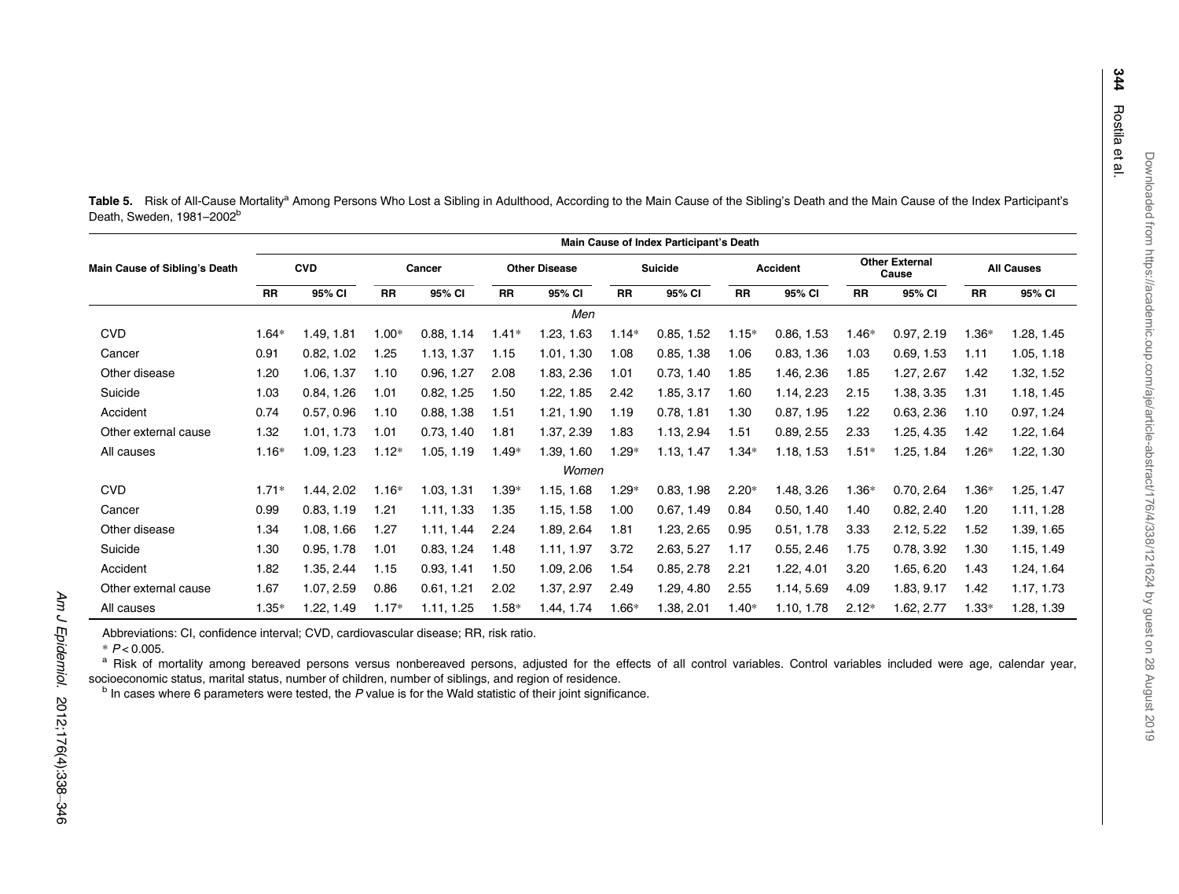**Table 5.** Risk of All-Cause Mortality[a] Among Persons Who Lost a Sibling in Adulthood, According to the Main Cause of the Sibling's Death and the Main Cause of the Index Participant's Death, Sweden, 1981–2002[b]

| Main Cause of Sibling's Death | Main Cause of Index Participant's Death | | | | | | | | | | | | | |
|---|---|---|---|---|---|---|---|---|---|---|---|---|---|---|
| | CVD | | Cancer | | Other Disease | | Suicide | | Accident | | Other External Cause | | All Causes | |
| | RR | 95% CI | RR | 95% CI | RR | 95% CI | RR | 95% CI | RR | 95% CI | RR | 95% CI | RR | 95% CI |
| *Men* | | | | | | | | | | | | | | |
| CVD | 1.64* | 1.49, 1.81 | 1.00* | 0.88, 1.14 | 1.41* | 1.23, 1.63 | 1.14* | 0.85, 1.52 | 1.15* | 0.86, 1.53 | 1.46* | 0.97, 2.19 | 1.36* | 1.28, 1.45 |
| Cancer | 0.91 | 0.82, 1.02 | 1.25 | 1.13, 1.37 | 1.15 | 1.01, 1.30 | 1.08 | 0.85, 1.38 | 1.06 | 0.83, 1.36 | 1.03 | 0.69, 1.53 | 1.11 | 1.05, 1.18 |
| Other disease | 1.20 | 1.06, 1.37 | 1.10 | 0.96, 1.27 | 2.08 | 1.83, 2.36 | 1.01 | 0.73, 1.40 | 1.85 | 1.46, 2.36 | 1.85 | 1.27, 2.67 | 1.42 | 1.32, 1.52 |
| Suicide | 1.03 | 0.84, 1.26 | 1.01 | 0.82, 1.25 | 1.50 | 1.22, 1.85 | 2.42 | 1.85, 3.17 | 1.60 | 1.14, 2.23 | 2.15 | 1.38, 3.35 | 1.31 | 1.18, 1.45 |
| Accident | 0.74 | 0.57, 0.96 | 1.10 | 0.88, 1.38 | 1.51 | 1.21, 1.90 | 1.19 | 0.78, 1.81 | 1.30 | 0.87, 1.95 | 1.22 | 0.63, 2.36 | 1.10 | 0.97, 1.24 |
| Other external cause | 1.32 | 1.01, 1.73 | 1.01 | 0.73, 1.40 | 1.81 | 1.37, 2.39 | 1.83 | 1.13, 2.94 | 1.51 | 0.89, 2.55 | 2.33 | 1.25, 4.35 | 1.42 | 1.22, 1.64 |
| All causes | 1.16* | 1.09, 1.23 | 1.12* | 1.05, 1.19 | 1.49* | 1.39, 1.60 | 1.29* | 1.13, 1.47 | 1.34* | 1.18, 1.53 | 1.51* | 1.25, 1.84 | 1.26* | 1.22, 1.30 |
| *Women* | | | | | | | | | | | | | | |
| CVD | 1.71* | 1.44, 2.02 | 1.16* | 1.03, 1.31 | 1.39* | 1.15, 1.68 | 1.29* | 0.83, 1.98 | 2.20* | 1.48, 3.26 | 1.36* | 0.70, 2.64 | 1.36* | 1.25, 1.47 |
| Cancer | 0.99 | 0.83, 1.19 | 1.21 | 1.11, 1.33 | 1.35 | 1.15, 1.58 | 1.00 | 0.67, 1.49 | 0.84 | 0.50, 1.40 | 1.40 | 0.82, 2.40 | 1.20 | 1.11, 1.28 |
| Other disease | 1.34 | 1.08, 1.66 | 1.27 | 1.11, 1.44 | 2.24 | 1.89, 2.64 | 1.81 | 1.23, 2.65 | 0.95 | 0.51, 1.78 | 3.33 | 2.12, 5.22 | 1.52 | 1.39, 1.65 |
| Suicide | 1.30 | 0.95, 1.78 | 1.01 | 0.83, 1.24 | 1.48 | 1.11, 1.97 | 3.72 | 2.63, 5.27 | 1.17 | 0.55, 2.46 | 1.75 | 0.78, 3.92 | 1.30 | 1.15, 1.49 |
| Accident | 1.82 | 1.35, 2.44 | 1.15 | 0.93, 1.41 | 1.50 | 1.09, 2.06 | 1.54 | 0.85, 2.78 | 2.21 | 1.22, 4.01 | 3.20 | 1.65, 6.20 | 1.43 | 1.24, 1.64 |
| Other external cause | 1.67 | 1.07, 2.59 | 0.86 | 0.61, 1.21 | 2.02 | 1.37, 2.97 | 2.49 | 1.29, 4.80 | 2.55 | 1.14, 5.69 | 4.09 | 1.83, 9.17 | 1.42 | 1.17, 1.73 |
| All causes | 1.35* | 1.22, 1.49 | 1.17* | 1.11, 1.25 | 1.58* | 1.44, 1.74 | 1.66* | 1.38, 2.01 | 1.40* | 1.10, 1.78 | 2.12* | 1.62, 2.77 | 1.33* | 1.28, 1.39 |

Abbreviations: CI, confidence interval; CVD, cardiovascular disease; RR, risk ratio.

\* $P < 0.005$.

[a] Risk of mortality among bereaved persons versus nonbereaved persons, adjusted for the effects of all control variables. Control variables included were age, calendar year, socioeconomic status, marital status, number of children, number of siblings, and region of residence.

[b] In cases where 6 parameters were tested, the *P* value is for the Wald statistic of their joint significance.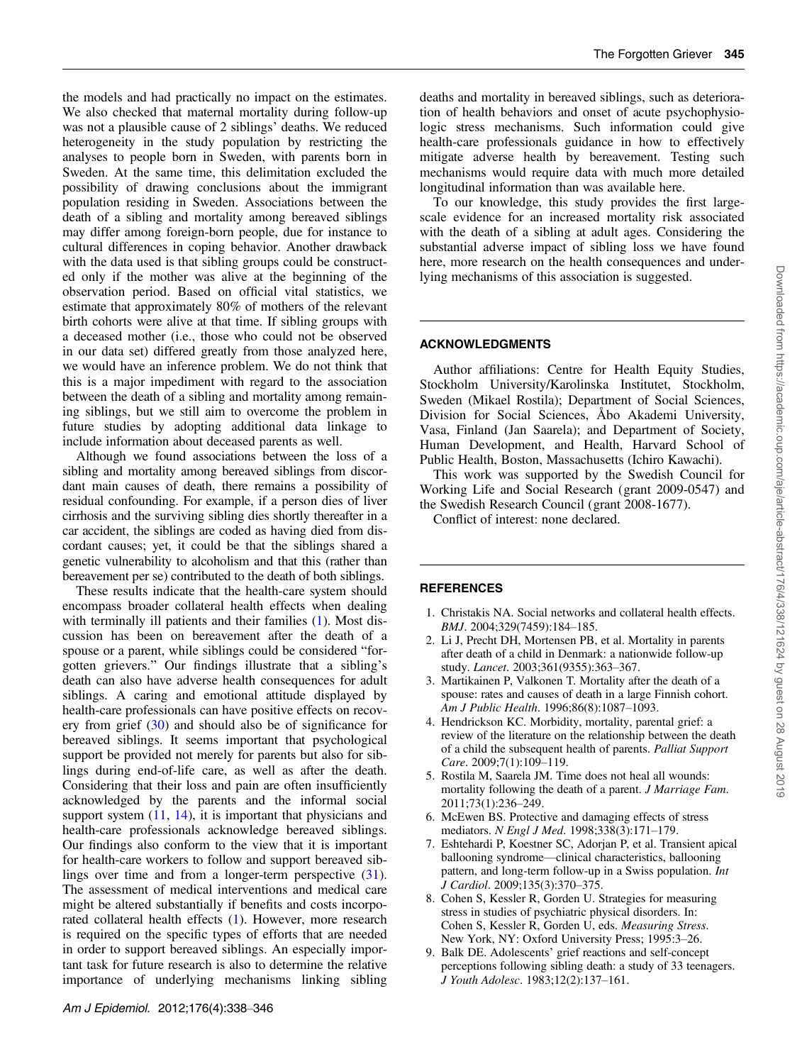the models and had practically no impact on the estimates. We also checked that maternal mortality during follow-up was not a plausible cause of 2 siblings' deaths. We reduced heterogeneity in the study population by restricting the analyses to people born in Sweden, with parents born in Sweden. At the same time, this delimitation excluded the possibility of drawing conclusions about the immigrant population residing in Sweden. Associations between the death of a sibling and mortality among bereaved siblings may differ among foreign-born people, due for instance to cultural differences in coping behavior. Another drawback with the data used is that sibling groups could be constructed only if the mother was alive at the beginning of the observation period. Based on official vital statistics, we estimate that approximately 80% of mothers of the relevant birth cohorts were alive at that time. If sibling groups with a deceased mother (i.e., those who could not be observed in our data set) differed greatly from those analyzed here, we would have an inference problem. We do not think that this is a major impediment with regard to the association between the death of a sibling and mortality among remaining siblings, but we still aim to overcome the problem in future studies by adopting additional data linkage to include information about deceased parents as well.

Although we found associations between the loss of a sibling and mortality among bereaved siblings from discordant main causes of death, there remains a possibility of residual confounding. For example, if a person dies of liver cirrhosis and the surviving sibling dies shortly thereafter in a car accident, the siblings are coded as having died from discordant causes; yet, it could be that the siblings shared a genetic vulnerability to alcoholism and that this (rather than bereavement per se) contributed to the death of both siblings.

These results indicate that the health-care system should encompass broader collateral health effects when dealing with terminally ill patients and their families (1). Most discussion has been on bereavement after the death of a spouse or a parent, while siblings could be considered "forgotten grievers." Our findings illustrate that a sibling's death can also have adverse health consequences for adult siblings. A caring and emotional attitude displayed by health-care professionals can have positive effects on recovery from grief (30) and should also be of significance for bereaved siblings. It seems important that psychological support be provided not merely for parents but also for siblings during end-of-life care, as well as after the death. Considering that their loss and pain are often insufficiently acknowledged by the parents and the informal social support system (11, 14), it is important that physicians and health-care professionals acknowledge bereaved siblings. Our findings also conform to the view that it is important for health-care workers to follow and support bereaved siblings over time and from a longer-term perspective (31). The assessment of medical interventions and medical care might be altered substantially if benefits and costs incorporated collateral health effects (1). However, more research is required on the specific types of efforts that are needed in order to support bereaved siblings. An especially important task for future research is also to determine the relative importance of underlying mechanisms linking sibling deaths and mortality in bereaved siblings, such as deterioration of health behaviors and onset of acute psychophysiologic stress mechanisms. Such information could give health-care professionals guidance in how to effectively mitigate adverse health by bereavement. Testing such mechanisms would require data with much more detailed longitudinal information than was available here.

To our knowledge, this study provides the first large-scale evidence for an increased mortality risk associated with the death of a sibling at adult ages. Considering the substantial adverse impact of sibling loss we have found here, more research on the health consequences and underlying mechanisms of this association is suggested.

## ACKNOWLEDGMENTS

Author affiliations: Centre for Health Equity Studies, Stockholm University/Karolinska Institutet, Stockholm, Sweden (Mikael Rostila); Department of Social Sciences, Division for Social Sciences, Åbo Akademi University, Vasa, Finland (Jan Saarela); and Department of Society, Human Development, and Health, Harvard School of Public Health, Boston, Massachusetts (Ichiro Kawachi).

This work was supported by the Swedish Council for Working Life and Social Research (grant 2009-0547) and the Swedish Research Council (grant 2008-1677).

Conflict of interest: none declared.

## REFERENCES

1. Christakis NA. Social networks and collateral health effects. *BMJ*. 2004;329(7459):184–185.
2. Li J, Precht DH, Mortensen PB, et al. Mortality in parents after death of a child in Denmark: a nationwide follow-up study. *Lancet*. 2003;361(9355):363–367.
3. Martikainen P, Valkonen T. Mortality after the death of a spouse: rates and causes of death in a large Finnish cohort. *Am J Public Health*. 1996;86(8):1087–1093.
4. Hendrickson KC. Morbidity, mortality, parental grief: a review of the literature on the relationship between the death of a child the subsequent health of parents. *Palliat Support Care*. 2009;7(1):109–119.
5. Rostila M, Saarela JM. Time does not heal all wounds: mortality following the death of a parent. *J Marriage Fam*. 2011;73(1):236–249.
6. McEwen BS. Protective and damaging effects of stress mediators. *N Engl J Med*. 1998;338(3):171–179.
7. Eshtehardi P, Koestner SC, Adorjan P, et al. Transient apical ballooning syndrome—clinical characteristics, ballooning pattern, and long-term follow-up in a Swiss population. *Int J Cardiol*. 2009;135(3):370–375.
8. Cohen S, Kessler R, Gorden U. Strategies for measuring stress in studies of psychiatric physical disorders. In: Cohen S, Kessler R, Gorden U, eds. *Measuring Stress*. New York, NY: Oxford University Press; 1995:3–26.
9. Balk DE. Adolescents' grief reactions and self-concept perceptions following sibling death: a study of 33 teenagers. *J Youth Adolesc*. 1983;12(2):137–161.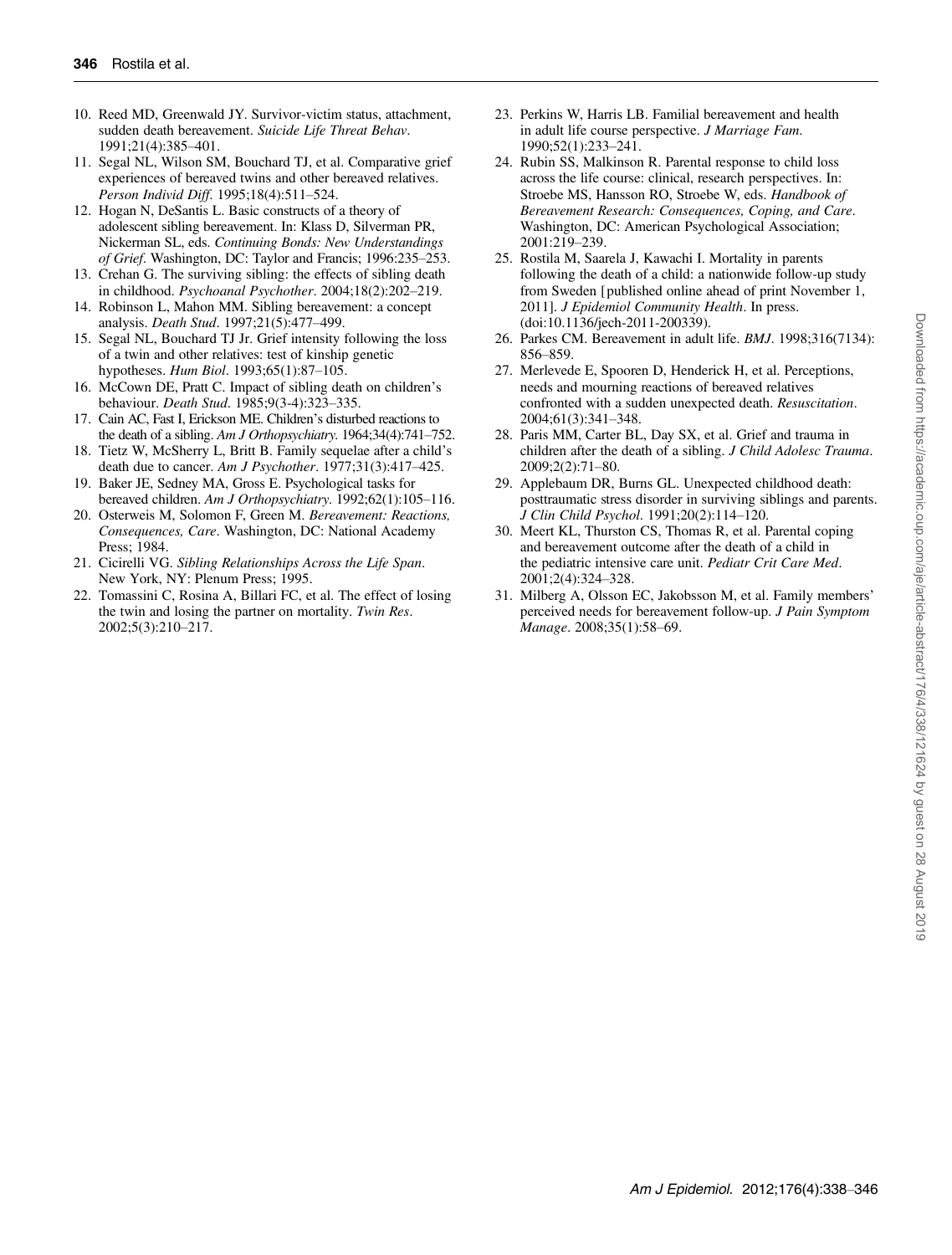10. Reed MD, Greenwald JY. Survivor-victim status, attachment, sudden death bereavement. *Suicide Life Threat Behav*. 1991;21(4):385–401.
11. Segal NL, Wilson SM, Bouchard TJ, et al. Comparative grief experiences of bereaved twins and other bereaved relatives. *Person Individ Diff*. 1995;18(4):511–524.
12. Hogan N, DeSantis L. Basic constructs of a theory of adolescent sibling bereavement. In: Klass D, Silverman PR, Nickerman SL, eds. *Continuing Bonds: New Understandings of Grief*. Washington, DC: Taylor and Francis; 1996:235–253.
13. Crehan G. The surviving sibling: the effects of sibling death in childhood. *Psychoanal Psychother*. 2004;18(2):202–219.
14. Robinson L, Mahon MM. Sibling bereavement: a concept analysis. *Death Stud*. 1997;21(5):477–499.
15. Segal NL, Bouchard TJ Jr. Grief intensity following the loss of a twin and other relatives: test of kinship genetic hypotheses. *Hum Biol*. 1993;65(1):87–105.
16. McCown DE, Pratt C. Impact of sibling death on children's behaviour. *Death Stud*. 1985;9(3-4):323–335.
17. Cain AC, Fast I, Erickson ME. Children's disturbed reactions to the death of a sibling. *Am J Orthopsychiatry*. 1964;34(4):741–752.
18. Tietz W, McSherry L, Britt B. Family sequelae after a child's death due to cancer. *Am J Psychother*. 1977;31(3):417–425.
19. Baker JE, Sedney MA, Gross E. Psychological tasks for bereaved children. *Am J Orthopsychiatry*. 1992;62(1):105–116.
20. Osterweis M, Solomon F, Green M. *Bereavement: Reactions, Consequences, Care*. Washington, DC: National Academy Press; 1984.
21. Cicirelli VG. *Sibling Relationships Across the Life Span*. New York, NY: Plenum Press; 1995.
22. Tomassini C, Rosina A, Billari FC, et al. The effect of losing the twin and losing the partner on mortality. *Twin Res*. 2002;5(3):210–217.
23. Perkins W, Harris LB. Familial bereavement and health in adult life course perspective. *J Marriage Fam*. 1990;52(1):233–241.
24. Rubin SS, Malkinson R. Parental response to child loss across the life course: clinical, research perspectives. In: Stroebe MS, Hansson RO, Stroebe W, eds. *Handbook of Bereavement Research: Consequences, Coping, and Care*. Washington, DC: American Psychological Association; 2001:219–239.
25. Rostila M, Saarela J, Kawachi I. Mortality in parents following the death of a child: a nationwide follow-up study from Sweden [published online ahead of print November 1, 2011]. *J Epidemiol Community Health*. In press. (doi:10.1136/jech-2011-200339).
26. Parkes CM. Bereavement in adult life. *BMJ*. 1998;316(7134): 856–859.
27. Merlevede E, Spooren D, Henderick H, et al. Perceptions, needs and mourning reactions of bereaved relatives confronted with a sudden unexpected death. *Resuscitation*. 2004;61(3):341–348.
28. Paris MM, Carter BL, Day SX, et al. Grief and trauma in children after the death of a sibling. *J Child Adolesc Trauma*. 2009;2(2):71–80.
29. Applebaum DR, Burns GL. Unexpected childhood death: posttraumatic stress disorder in surviving siblings and parents. *J Clin Child Psychol*. 1991;20(2):114–120.
30. Meert KL, Thurston CS, Thomas R, et al. Parental coping and bereavement outcome after the death of a child in the pediatric intensive care unit. *Pediatr Crit Care Med*. 2001;2(4):324–328.
31. Milberg A, Olsson EC, Jakobsson M, et al. Family members' perceived needs for bereavement follow-up. *J Pain Symptom Manage*. 2008;35(1):58–69.